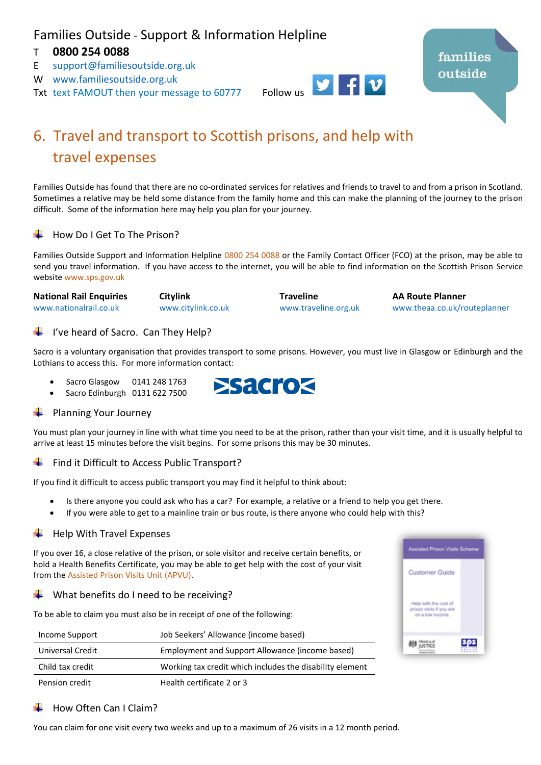Families Outside - Support & Information Helpline

T **0800 254 0088**
E support@familiesoutside.org.uk
W www.familiesoutside.org.uk
Txt text FAMOUT then your message to 60777 Follow us

# 6. Travel and transport to Scottish prisons, and help with travel expenses

Families Outside has found that there are no co-ordinated services for relatives and friends to travel to and from a prison in Scotland. Sometimes a relative may be held some distance from the family home and this can make the planning of the journey to the prison difficult. Some of the information here may help you plan for your journey.

## How Do I Get To The Prison?

Families Outside Support and Information Helpline 0800 254 0088 or the Family Contact Officer (FCO) at the prison, may be able to send you travel information. If you have access to the internet, you will be able to find information on the Scottish Prison Service website www.sps.gov.uk

**National Rail Enquiries**
www.nationalrail.co.uk

**Citylink**
www.citylink.co.uk

**Traveline**
www.traveline.org.uk

**AA Route Planner**
www.theaa.co.uk/routeplanner

## I've heard of Sacro. Can They Help?

Sacro is a voluntary organisation that provides transport to some prisons. However, you must live in Glasgow or Edinburgh and the Lothians to access this. For more information contact:

- Sacro Glasgow 0141 248 1763
- Sacro Edinburgh 0131 622 7500

## Planning Your Journey

You must plan your journey in line with what time you need to be at the prison, rather than your visit time, and it is usually helpful to arrive at least 15 minutes before the visit begins. For some prisons this may be 30 minutes.

## Find it Difficult to Access Public Transport?

If you find it difficult to access public transport you may find it helpful to think about:

- Is there anyone you could ask who has a car? For example, a relative or a friend to help you get there.
- If you were able to get to a mainline train or bus route, is there anyone who could help with this?

## Help With Travel Expenses

If you over 16, a close relative of the prison, or sole visitor and receive certain benefits, or hold a Health Benefits Certificate, you may be able to get help with the cost of your visit from the Assisted Prison Visits Unit (APVU).

## What benefits do I need to be receiving?

To be able to claim you must also be in receipt of one of the following:

| | |
|---|---|
| Income Support | Job Seekers' Allowance (income based) |
| Universal Credit | Employment and Support Allowance (income based) |
| Child tax credit | Working tax credit which includes the disability element |
| Pension credit | Health certificate 2 or 3 |

## How Often Can I Claim?

You can claim for one visit every two weeks and up to a maximum of 26 visits in a 12 month period.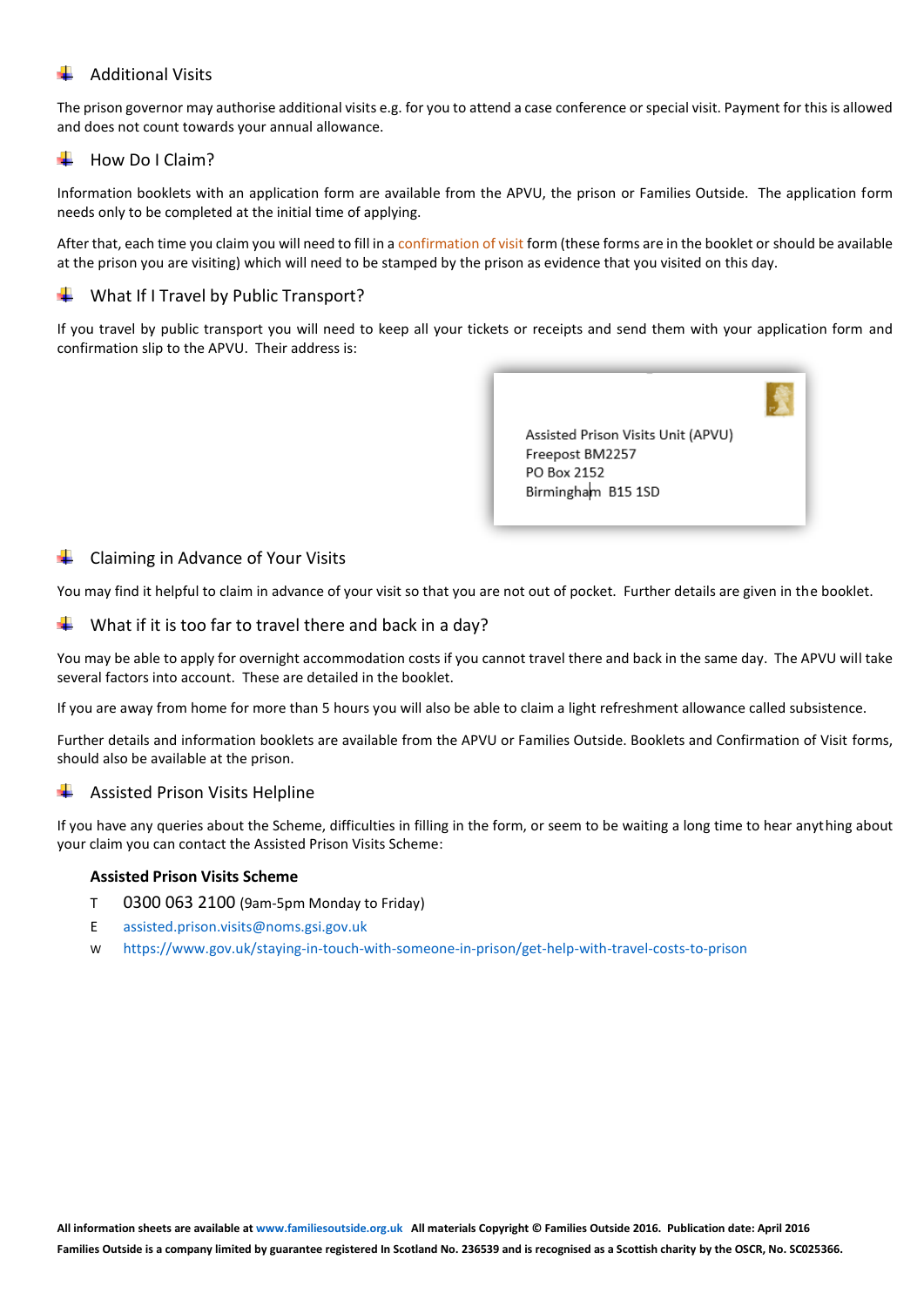## Additional Visits

The prison governor may authorise additional visits e.g. for you to attend a case conference or special visit. Payment for this is allowed and does not count towards your annual allowance.

## How Do I Claim?

Information booklets with an application form are available from the APVU, the prison or Families Outside. The application form needs only to be completed at the initial time of applying.

After that, each time you claim you will need to fill in a confirmation of visit form (these forms are in the booklet or should be available at the prison you are visiting) which will need to be stamped by the prison as evidence that you visited on this day.

## What If I Travel by Public Transport?

If you travel by public transport you will need to keep all your tickets or receipts and send them with your application form and confirmation slip to the APVU. Their address is:

Assisted Prison Visits Unit (APVU)
Freepost BM2257
PO Box 2152
Birmingham B15 1SD

## Claiming in Advance of Your Visits

You may find it helpful to claim in advance of your visit so that you are not out of pocket. Further details are given in the booklet.

## What if it is too far to travel there and back in a day?

You may be able to apply for overnight accommodation costs if you cannot travel there and back in the same day. The APVU will take several factors into account. These are detailed in the booklet.

If you are away from home for more than 5 hours you will also be able to claim a light refreshment allowance called subsistence.

Further details and information booklets are available from the APVU or Families Outside. Booklets and Confirmation of Visit forms, should also be available at the prison.

## Assisted Prison Visits Helpline

If you have any queries about the Scheme, difficulties in filling in the form, or seem to be waiting a long time to hear anything about your claim you can contact the Assisted Prison Visits Scheme:

**Assisted Prison Visits Scheme**

T 0300 063 2100 (9am-5pm Monday to Friday)
E assisted.prison.visits@noms.gsi.gov.uk
W https://www.gov.uk/staying-in-touch-with-someone-in-prison/get-help-with-travel-costs-to-prison

**All information sheets are available at www.familiesoutside.org.uk All materials Copyright © Families Outside 2016. Publication date: April 2016**

**Families Outside is a company limited by guarantee registered In Scotland No. 236539 and is recognised as a Scottish charity by the OSCR, No. SC025366.**